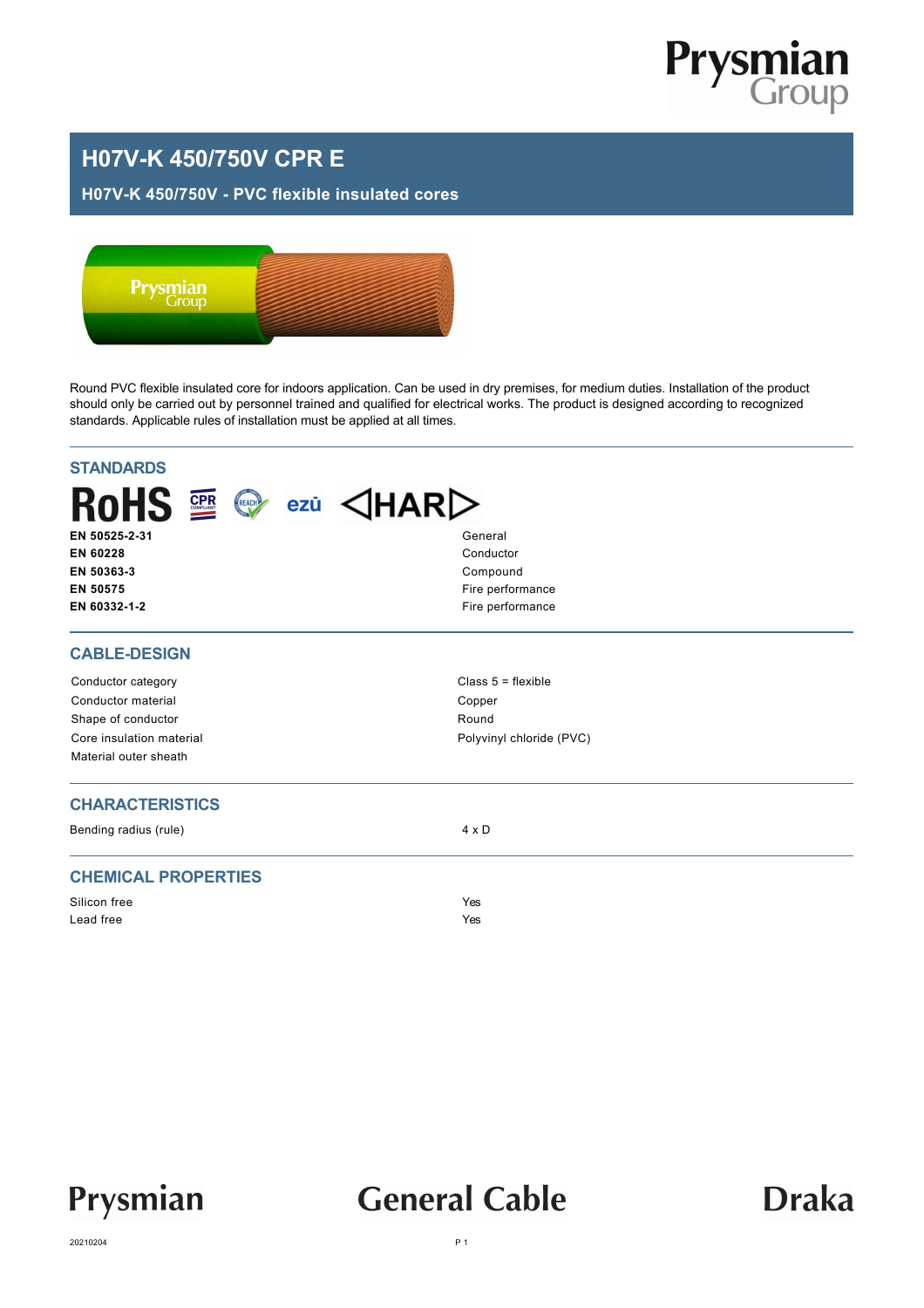# H07V-K 450/750V CPR E

## H07V-K 450/750V - PVC flexible insulated cores

Round PVC flexible insulated core for indoors application. Can be used in dry premises, for medium duties. Installation of the product should only be carried out by personnel trained and qualified for electrical works. The product is designed according to recognized standards. Applicable rules of installation must be applied at all times.

## STANDARDS

| | |
|---|---|
| **EN 50525-2-31** | General |
| **EN 60228** | Conductor |
| **EN 50363-3** | Compound |
| **EN 50575** | Fire performance |
| **EN 60332-1-2** | Fire performance |

## CABLE-DESIGN

| | |
|---|---|
| Conductor category | Class 5 = flexible |
| Conductor material | Copper |
| Shape of conductor | Round |
| Core insulation material | Polyvinyl chloride (PVC) |
| Material outer sheath | |

## CHARACTERISTICS

| | |
|---|---|
| Bending radius (rule) | 4 x D |

## CHEMICAL PROPERTIES

| | |
|---|---|
| Silicon free | Yes |
| Lead free | Yes |

20210204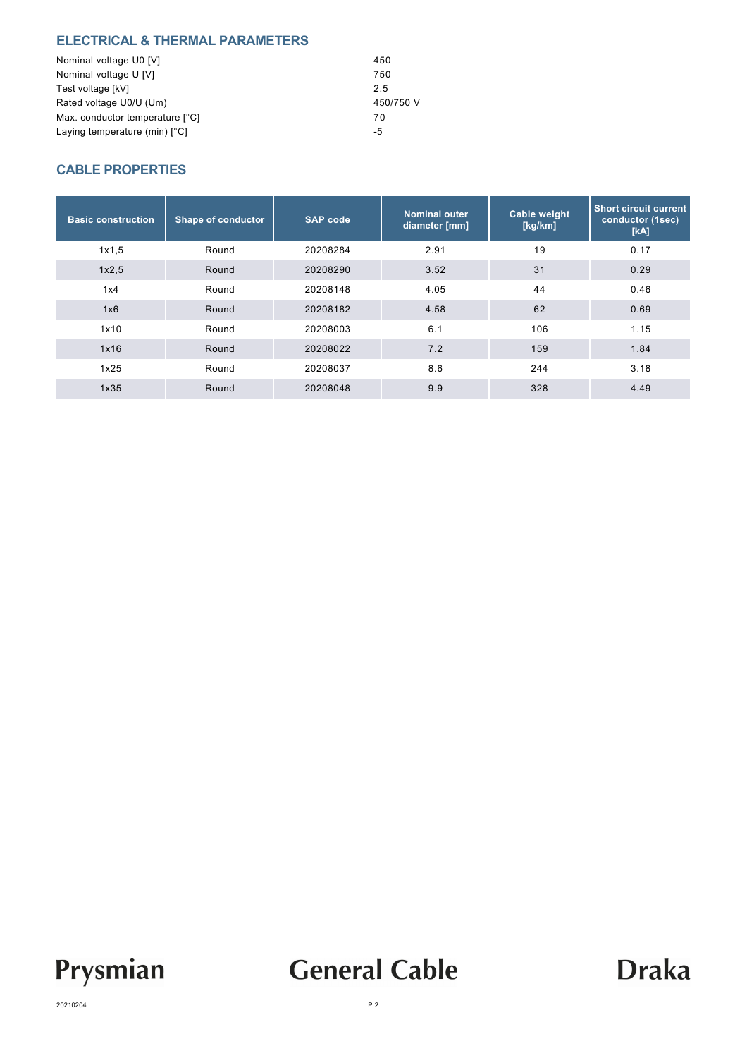## ELECTRICAL & THERMAL PARAMETERS

| | |
|---|---|
| Nominal voltage U0 [V] | 450 |
| Nominal voltage U [V] | 750 |
| Test voltage [kV] | 2.5 |
| Rated voltage U0/U (Um) | 450/750 V |
| Max. conductor temperature [°C] | 70 |
| Laying temperature (min) [°C] | -5 |

## CABLE PROPERTIES

| Basic construction | Shape of conductor | SAP code | Nominal outer diameter [mm] | Cable weight [kg/km] | Short circuit current conductor (1sec) [kA] |
|---|---|---|---|---|---|
| 1x1,5 | Round | 20208284 | 2.91 | 19 | 0.17 |
| 1x2,5 | Round | 20208290 | 3.52 | 31 | 0.29 |
| 1x4 | Round | 20208148 | 4.05 | 44 | 0.46 |
| 1x6 | Round | 20208182 | 4.58 | 62 | 0.69 |
| 1x10 | Round | 20208003 | 6.1 | 106 | 1.15 |
| 1x16 | Round | 20208022 | 7.2 | 159 | 1.84 |
| 1x25 | Round | 20208037 | 8.6 | 244 | 3.18 |
| 1x35 | Round | 20208048 | 9.9 | 328 | 4.49 |

Prysmian General Cable Draka

20210204